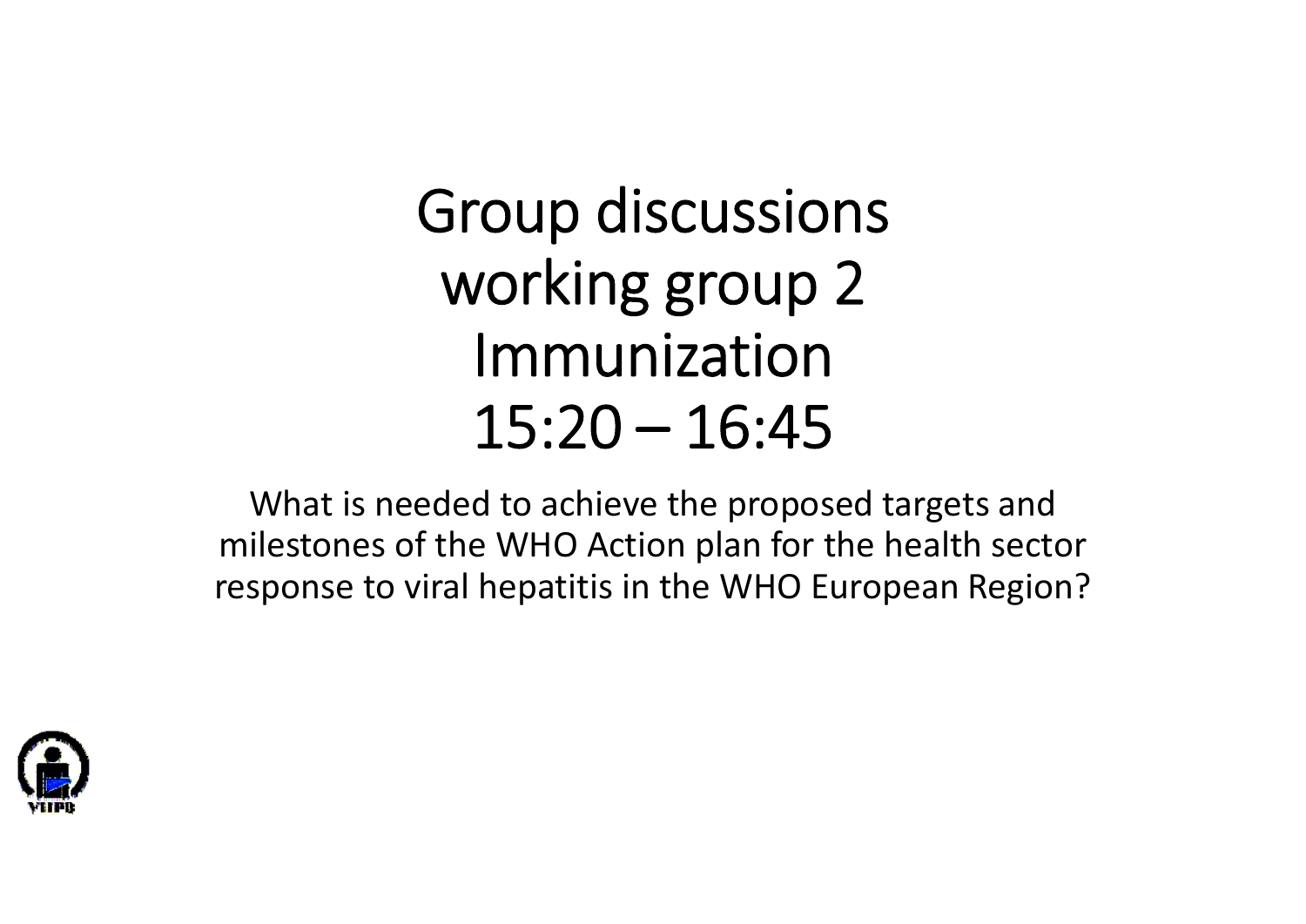# Group discussions working group 2 Immunization 15:20 – 16:45

What is needed to achieve the proposed targets and milestones of the WHO Action plan for the health sector response to viral hepatitis in the WHO European Region?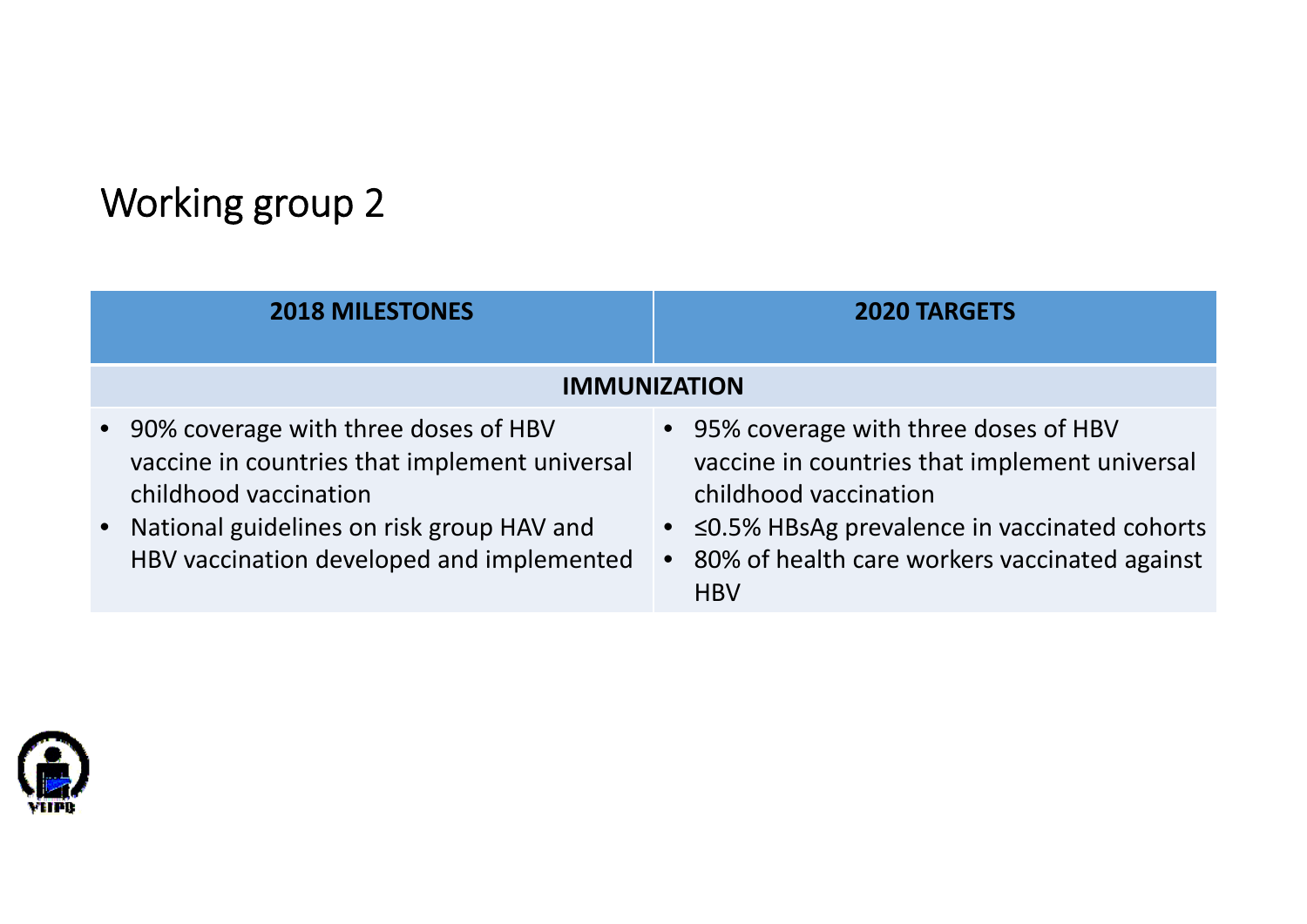# Working group 2

| 2018 MILESTONES | 2020 TARGETS |
|---|---|
| **IMMUNIZATION** | |
| • 90% coverage with three doses of HBV vaccine in countries that implement universal childhood vaccination<br>• National guidelines on risk group HAV and HBV vaccination developed and implemented | • 95% coverage with three doses of HBV vaccine in countries that implement universal childhood vaccination<br>• ≤0.5% HBsAg prevalence in vaccinated cohorts<br>• 80% of health care workers vaccinated against HBV |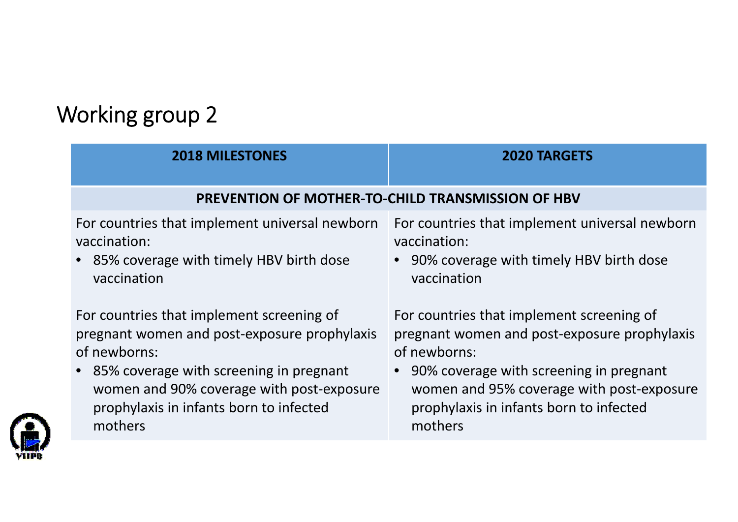# Working group 2

| 2018 MILESTONES | 2020 TARGETS |
|---|---|
| **PREVENTION OF MOTHER-TO-CHILD TRANSMISSION OF HBV** | |
| For countries that implement universal newborn vaccination:<br>• 85% coverage with timely HBV birth dose vaccination<br><br>For countries that implement screening of pregnant women and post-exposure prophylaxis of newborns:<br>• 85% coverage with screening in pregnant women and 90% coverage with post-exposure prophylaxis in infants born to infected mothers | For countries that implement universal newborn vaccination:<br>• 90% coverage with timely HBV birth dose vaccination<br><br>For countries that implement screening of pregnant women and post-exposure prophylaxis of newborns:<br>• 90% coverage with screening in pregnant women and 95% coverage with post-exposure prophylaxis in infants born to infected mothers |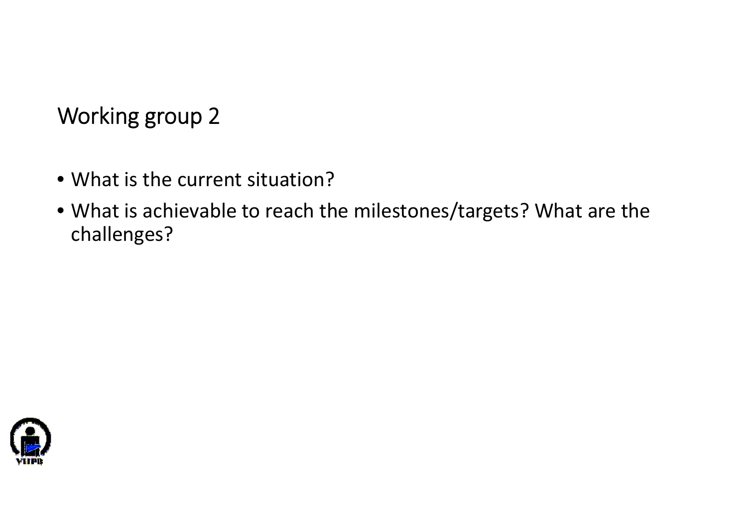## Working group 2

- What is the current situation?
- What is achievable to reach the milestones/targets? What are the challenges?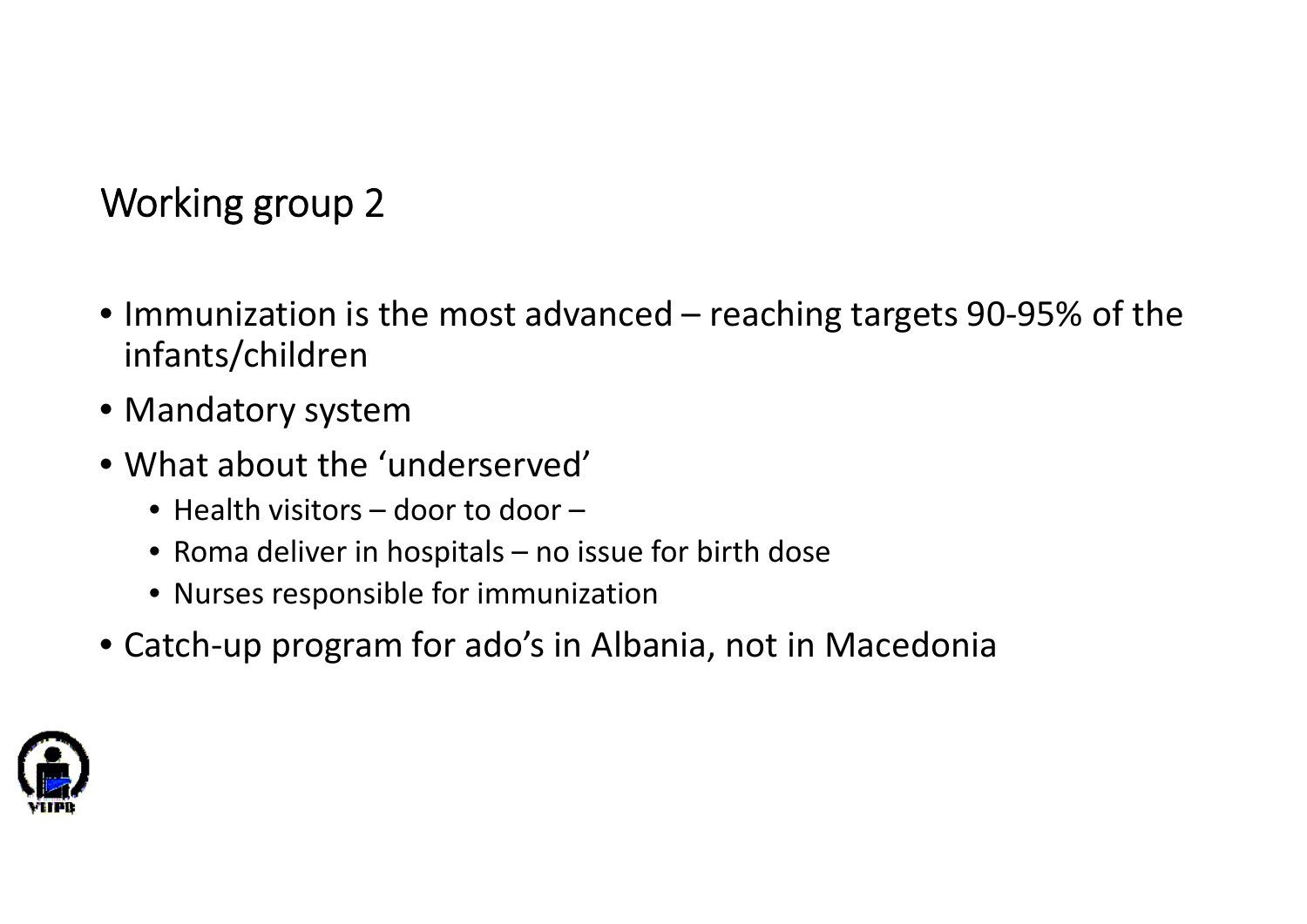# Working group 2

- Immunization is the most advanced – reaching targets 90-95% of the infants/children
- Mandatory system
- What about the 'underserved'
  - Health visitors – door to door –
  - Roma deliver in hospitals – no issue for birth dose
  - Nurses responsible for immunization
- Catch-up program for ado's in Albania, not in Macedonia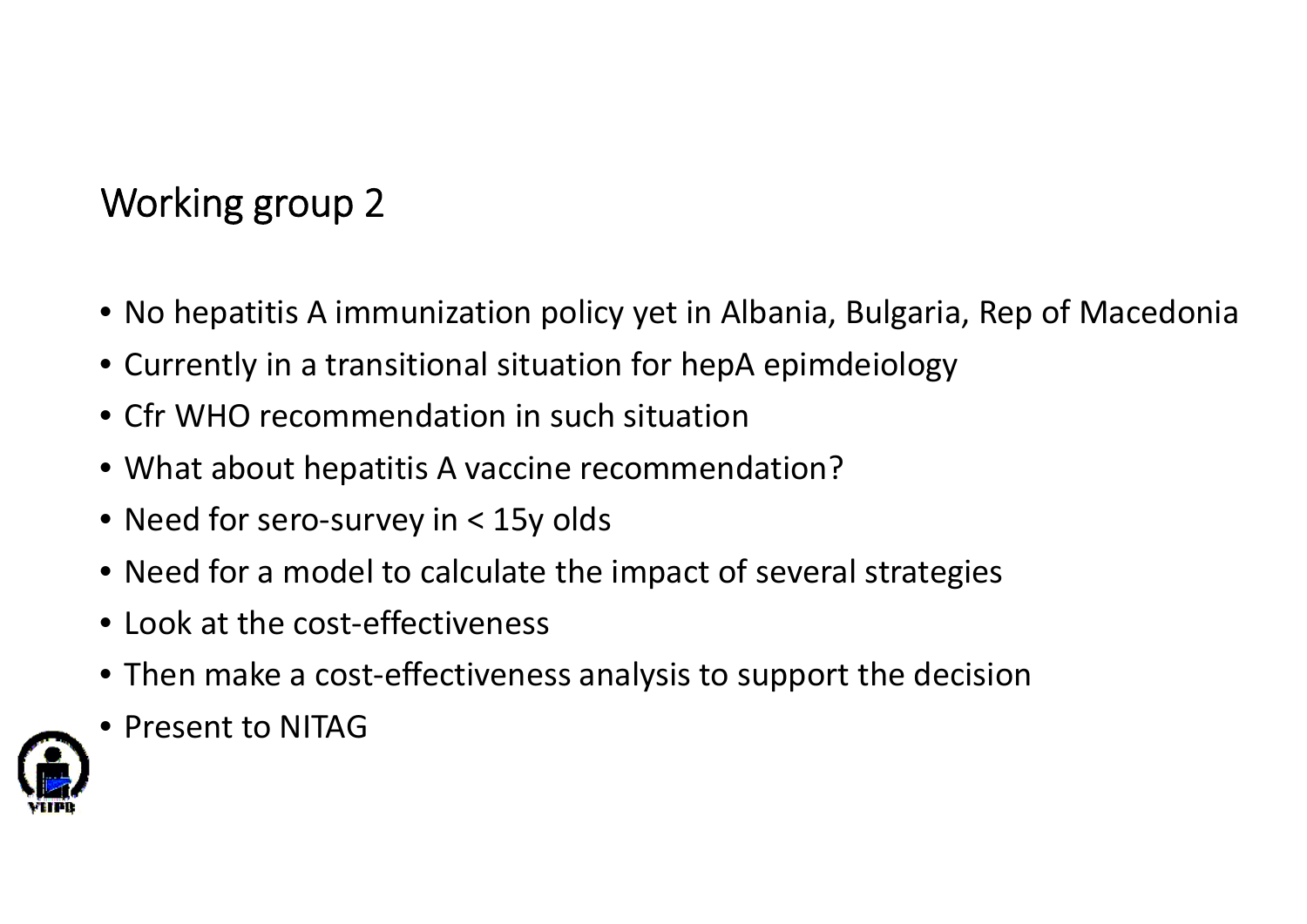# Working group 2

- No hepatitis A immunization policy yet in Albania, Bulgaria, Rep of Macedonia
- Currently in a transitional situation for hepA epimdeiology
- Cfr WHO recommendation in such situation
- What about hepatitis A vaccine recommendation?
- Need for sero-survey in < 15y olds
- Need for a model to calculate the impact of several strategies
- Look at the cost-effectiveness
- Then make a cost-effectiveness analysis to support the decision
- Present to NITAG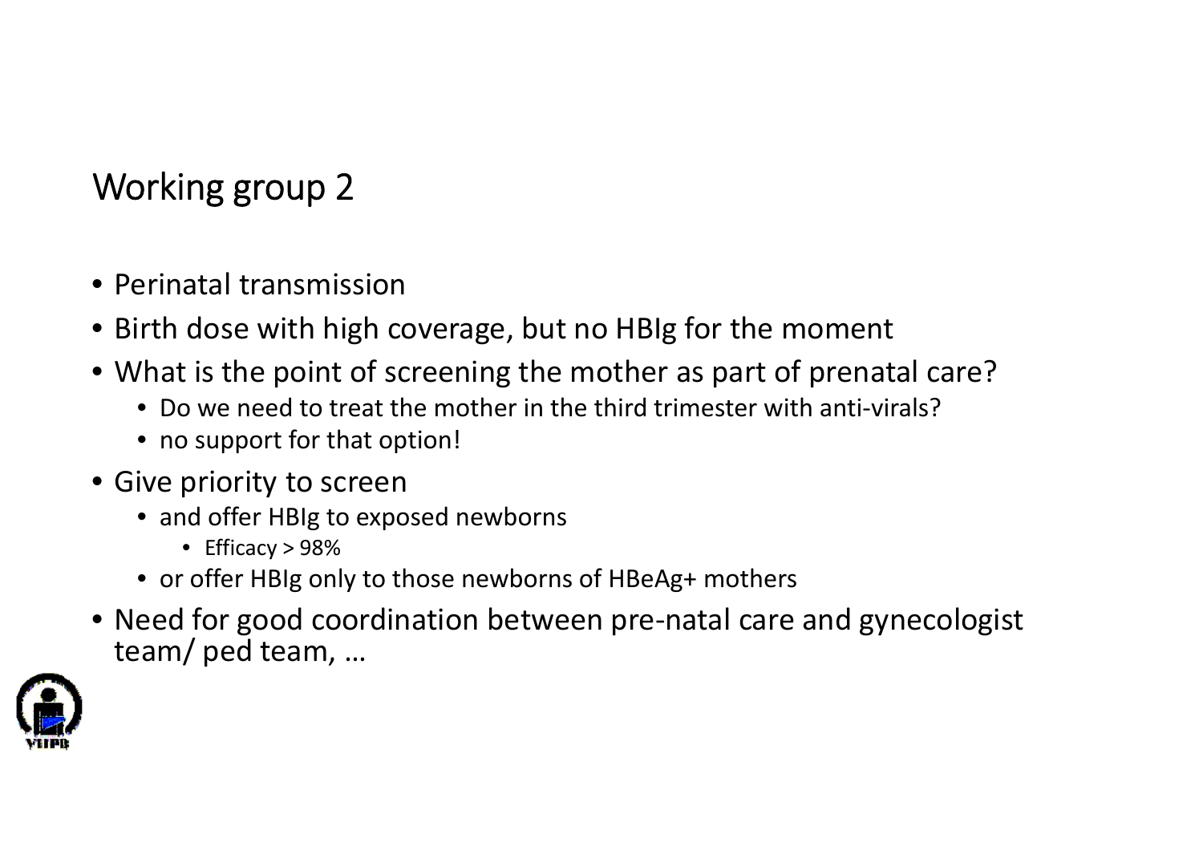# Working group 2

- Perinatal transmission
- Birth dose with high coverage, but no HBIg for the moment
- What is the point of screening the mother as part of prenatal care?
  - Do we need to treat the mother in the third trimester with anti-virals?
  - no support for that option!
- Give priority to screen
  - and offer HBIg to exposed newborns
    - Efficacy > 98%
  - or offer HBIg only to those newborns of HBeAg+ mothers
- Need for good coordination between pre-natal care and gynecologist team/ ped team, …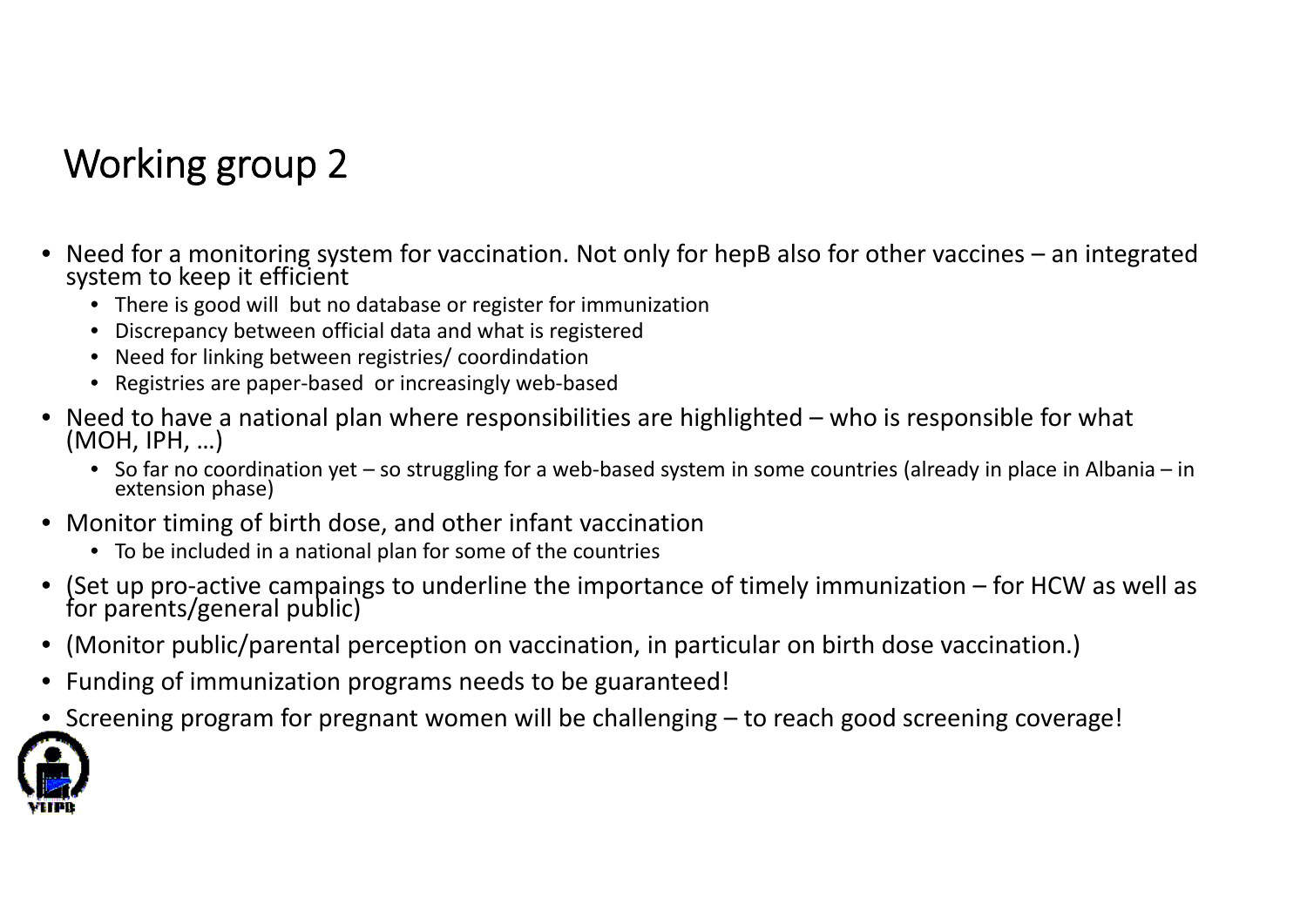# Working group 2

- Need for a monitoring system for vaccination. Not only for hepB also for other vaccines – an integrated system to keep it efficient
  - There is good will but no database or register for immunization
  - Discrepancy between official data and what is registered
  - Need for linking between registries/ coordindation
  - Registries are paper-based or increasingly web-based
- Need to have a national plan where responsibilities are highlighted – who is responsible for what (MOH, IPH, …)
  - So far no coordination yet – so struggling for a web-based system in some countries (already in place in Albania – in extension phase)
- Monitor timing of birth dose, and other infant vaccination
  - To be included in a national plan for some of the countries
- (Set up pro-active campaings to underline the importance of timely immunization – for HCW as well as for parents/general public)
- (Monitor public/parental perception on vaccination, in particular on birth dose vaccination.)
- Funding of immunization programs needs to be guaranteed!
- Screening program for pregnant women will be challenging – to reach good screening coverage!